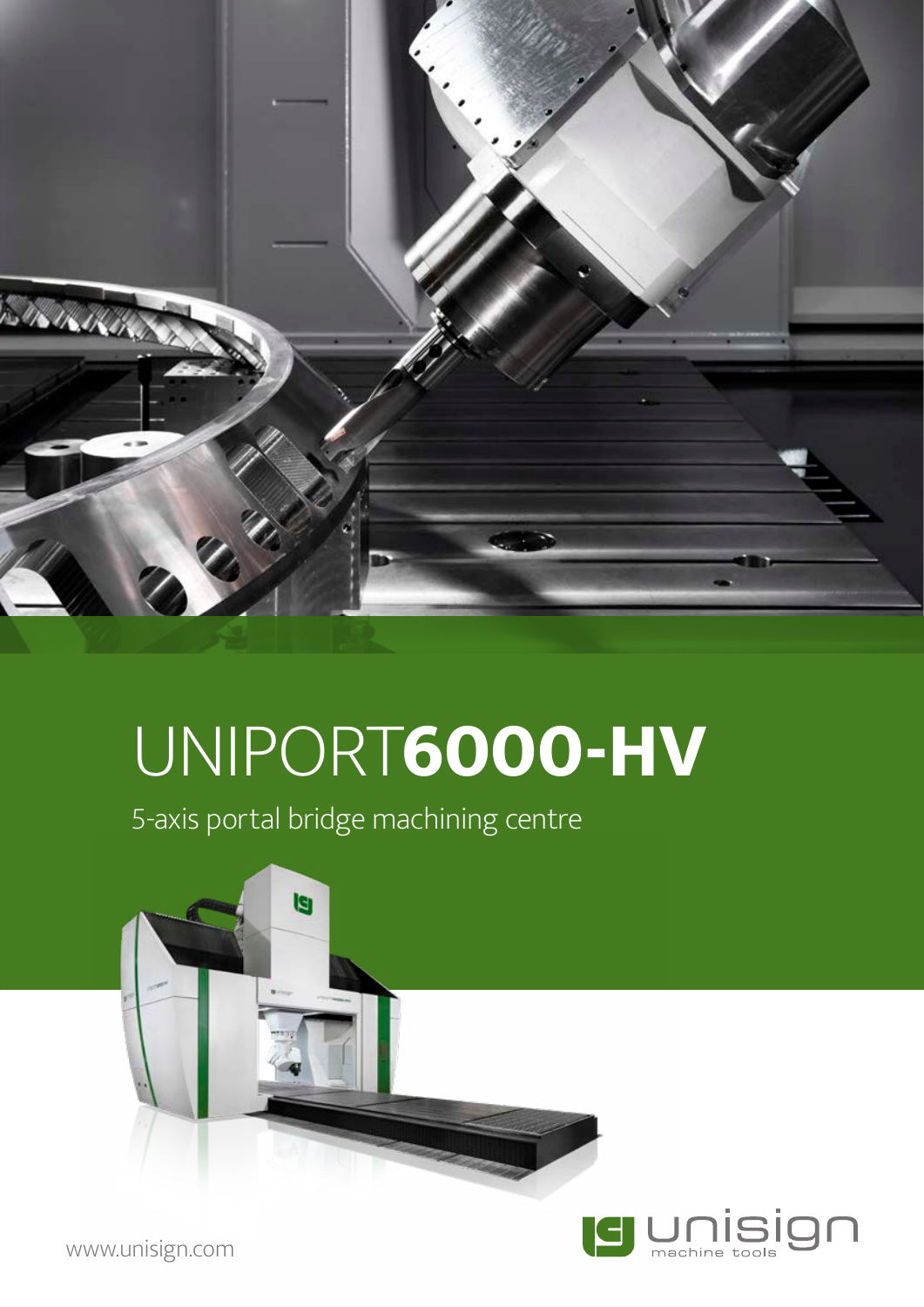# UNIPORT**6000-HV**

5-axis portal bridge machining centre

unisign machine tools

www.unisign.com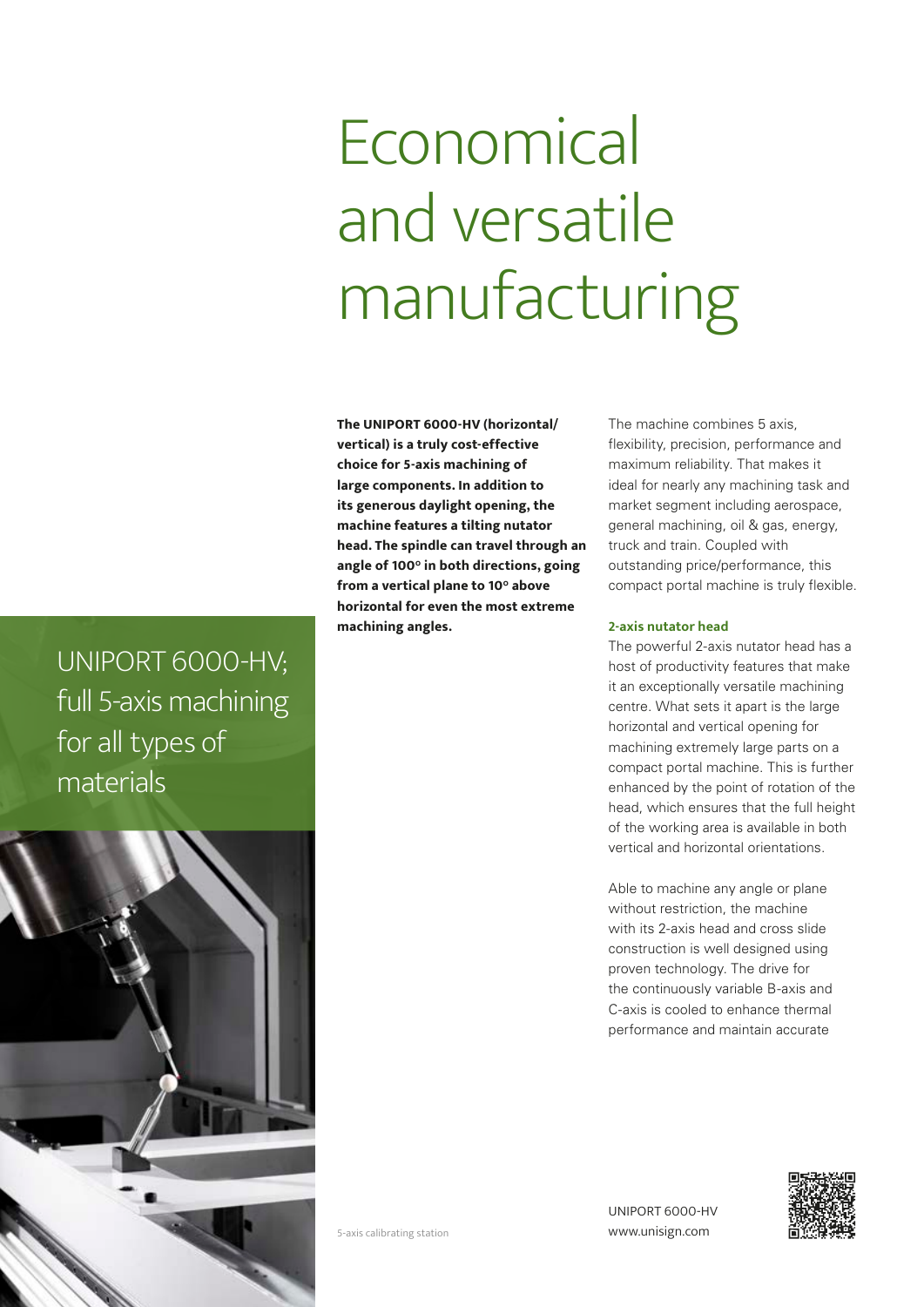# Economical and versatile manufacturing

## UNIPORT 6000-HV; full 5-axis machining for all types of materials

**The UNIPORT 6000-HV (horizontal/ vertical) is a truly cost-effective choice for 5-axis machining of large components. In addition to its generous daylight opening, the machine features a tilting nutator head. The spindle can travel through an angle of 100° in both directions, going from a vertical plane to 10° above horizontal for even the most extreme machining angles.**

The machine combines 5 axis, flexibility, precision, performance and maximum reliability. That makes it ideal for nearly any machining task and market segment including aerospace, general machining, oil & gas, energy, truck and train. Coupled with outstanding price/performance, this compact portal machine is truly flexible.

### 2-axis nutator head

The powerful 2-axis nutator head has a host of productivity features that make it an exceptionally versatile machining centre. What sets it apart is the large horizontal and vertical opening for machining extremely large parts on a compact portal machine. This is further enhanced by the point of rotation of the head, which ensures that the full height of the working area is available in both vertical and horizontal orientations.

Able to machine any angle or plane without restriction, the machine with its 2-axis head and cross slide construction is well designed using proven technology. The drive for the continuously variable B-axis and C-axis is cooled to enhance thermal performance and maintain accurate

5-axis calibrating station

UNIPORT 6000-HV
www.unisign.com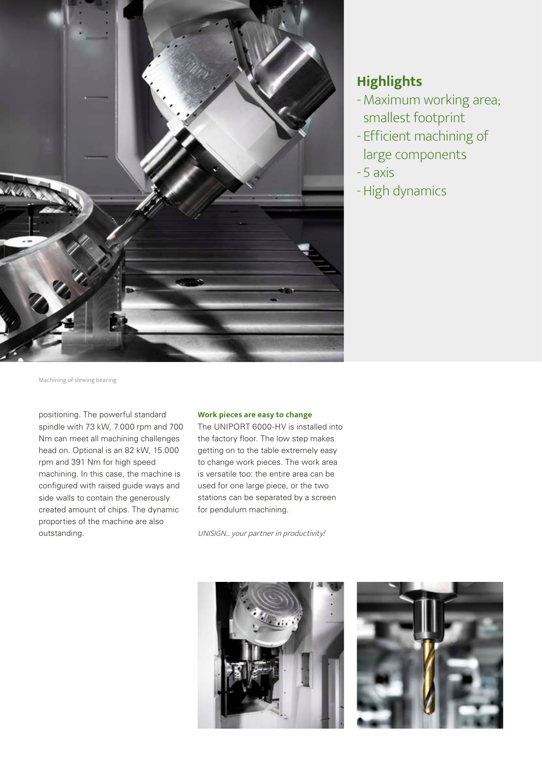## Highlights

- Maximum working area; smallest footprint
- Efficient machining of large components
- 5 axis
- High dynamics

Machining of slewing bearing

positioning. The powerful standard spindle with 73 kW, 7.000 rpm and 700 Nm can meet all machining challenges head on. Optional is an 82 kW, 15.000 rpm and 391 Nm for high speed machining. In this case, the machine is configured with raised guide ways and side walls to contain the generously created amount of chips. The dynamic proporties of the machine are also outstanding.

**Work pieces are easy to change**

The UNIPORT 6000-HV is installed into the factory floor. The low step makes getting on to the table extremely easy to change work pieces. The work area is versatile too: the entire area can be used for one large piece, or the two stations can be separated by a screen for pendulum machining.

*UNISIGN... your partner in productivity!*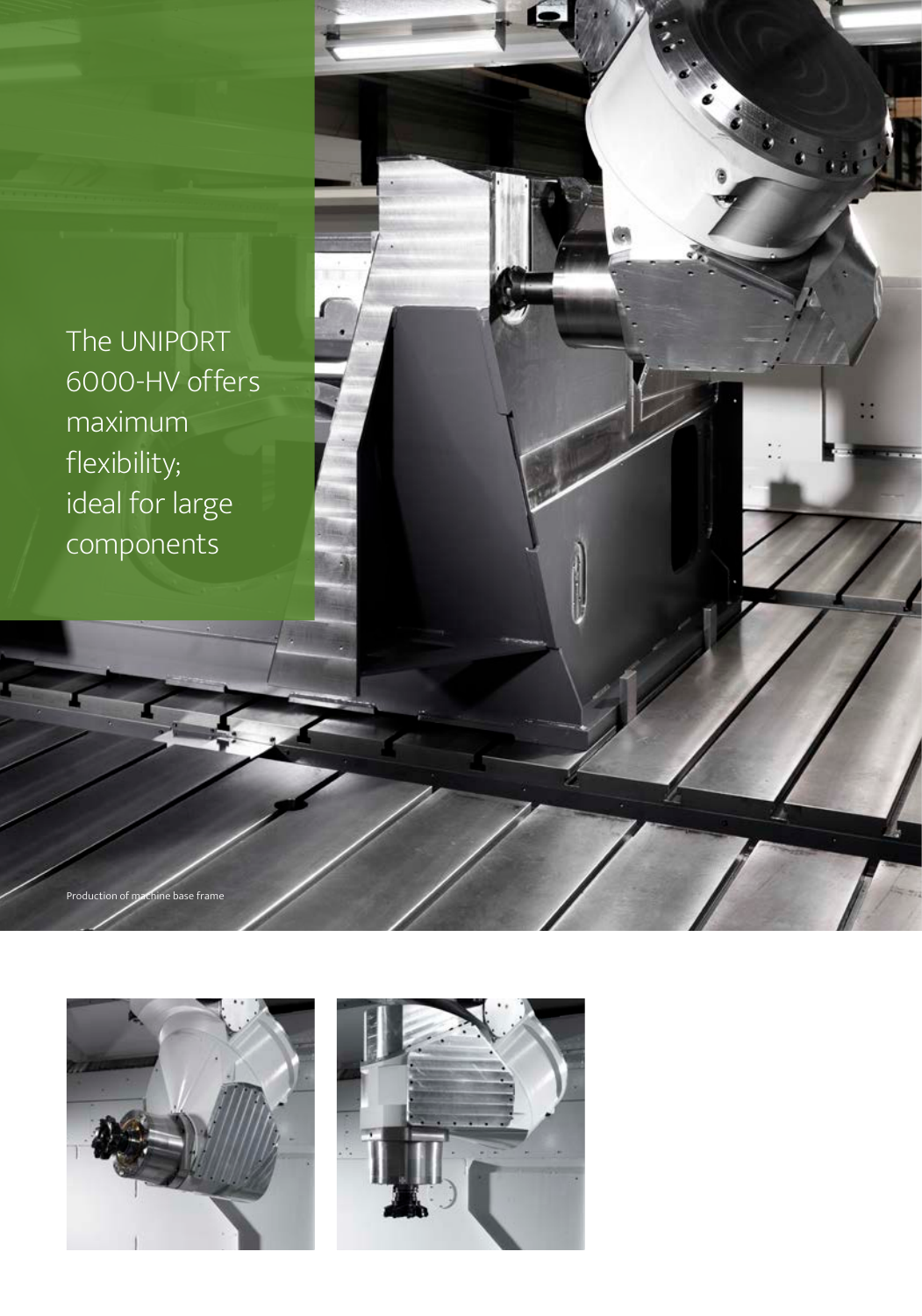The UNIPORT 6000-HV offers maximum flexibility; ideal for large components

Production of machine base frame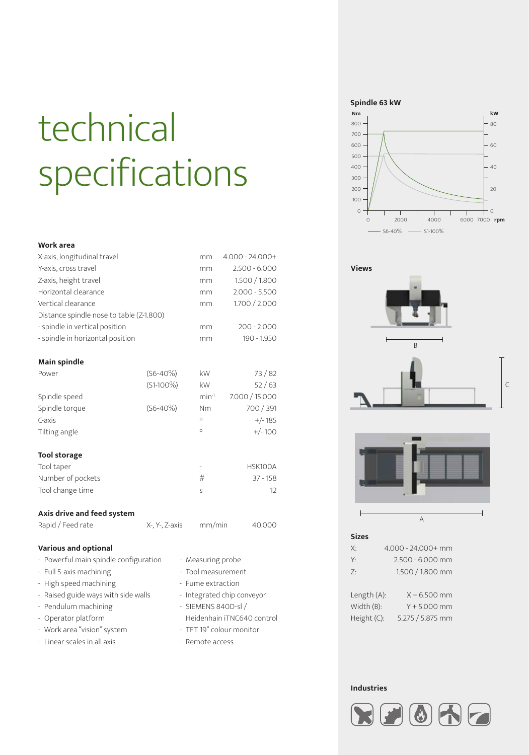# technical specifications

### Work area

| | | | |
|---|---|---|---|
| X-axis, longitudinal travel | | mm | 4.000 - 24.000+ |
| Y-axis, cross travel | | mm | 2.500 - 6.000 |
| Z-axis, height travel | | mm | 1.500 / 1.800 |
| Horizontal clearance | | mm | 2.000 - 5.500 |
| Vertical clearance | | mm | 1.700 / 2.000 |
| Distance spindle nose to table (Z-1.800) | | | |
| - spindle in vertical position | | mm | 200 - 2.000 |
| - spindle in horizontal position | | mm | 190 - 1.950 |

### Main spindle

| | | | |
|---|---|---|---|
| Power | (S6-40%) | kW | 73 / 82 |
| | (S1-100%) | kW | 52 / 63 |
| Spindle speed | | $min^{-1}$ | 7.000 / 15.000 |
| Spindle torque | (S6-40%) | Nm | 700 / 391 |
| C-axis | | ° | +/- 185 |
| Tilting angle | | ° | +/- 100 |

### Tool storage

| | | |
|---|---|---|
| Tool taper | - | HSK100A |
| Number of pockets | # | 37 - 158 |
| Tool change time | s | 12 |

### Axis drive and feed system

| | | | |
|---|---|---|---|
| Rapid / Feed rate | X-, Y-, Z-axis | mm/min | 40.000 |

### Various and optional

- Powerful main spindle configuration
- Full 5-axis machining
- High speed machining
- Raised guide ways with side walls
- Pendulum machining
- Operator platform
- Work area "vision" system
- Linear scales in all axis
- Measuring probe
- Tool measurement
- Fume extraction
- Integrated chip conveyor
- SIEMENS 840D-sl / Heidenhain iTNC640 control
- TFT 19" colour monitor
- Remote access

### Spindle 63 kW

Nm / kW / rpm — S6-40% — S1-100%

### Views

B

C

A

### Sizes

| | |
|---|---|
| X: | 4.000 - 24.000+ mm |
| Y: | 2.500 - 6.000 mm |
| Z: | 1.500 / 1.800 mm |
| Length (A): | X + 6.500 mm |
| Width (B): | Y + 5.000 mm |
| Height (C): | 5.275 / 5.875 mm |

### Industries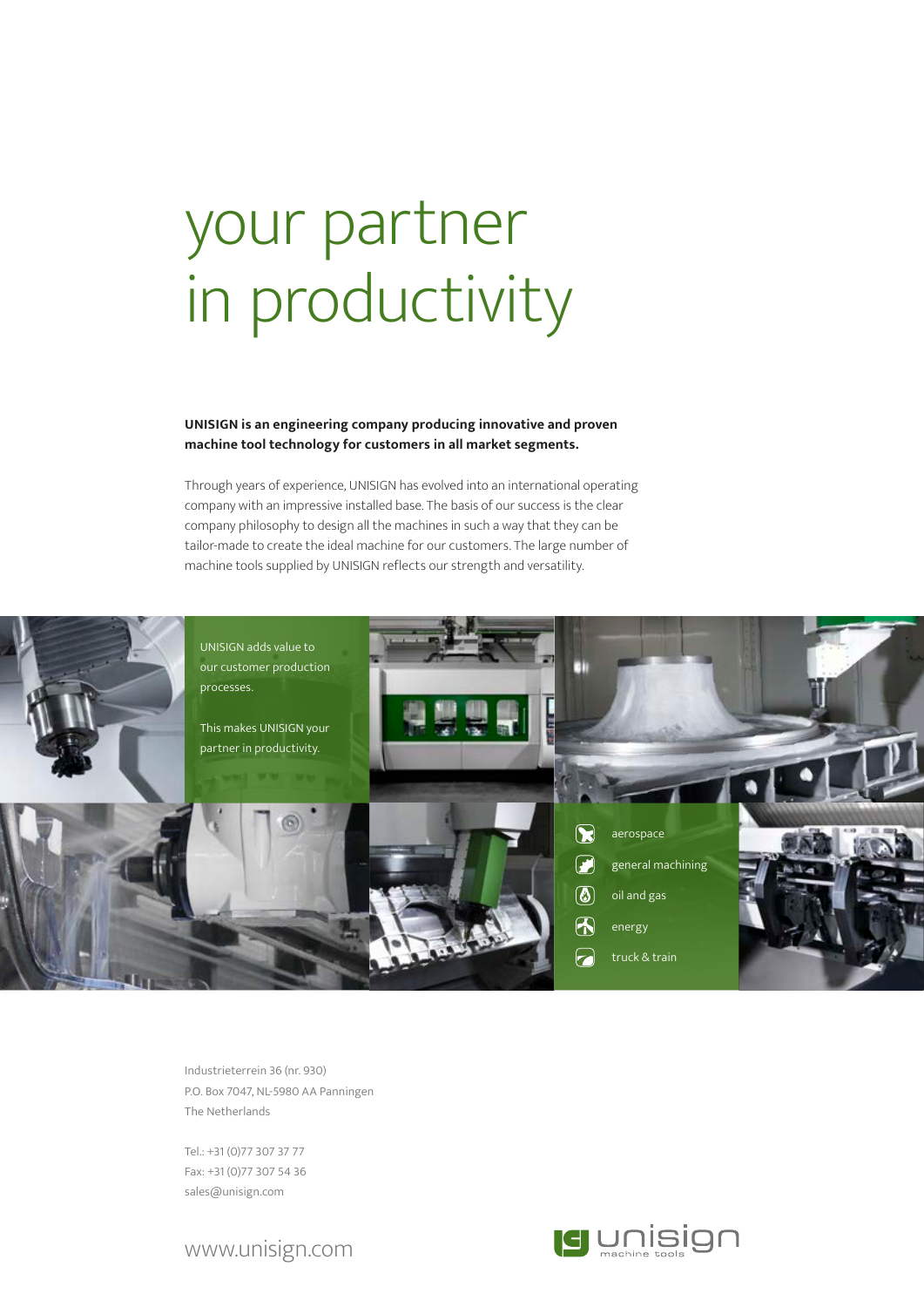# your partner in productivity

**UNISIGN is an engineering company producing innovative and proven machine tool technology for customers in all market segments.**

Through years of experience, UNISIGN has evolved into an international operating company with an impressive installed base. The basis of our success is the clear company philosophy to design all the machines in such a way that they can be tailor-made to create the ideal machine for our customers. The large number of machine tools supplied by UNISIGN reflects our strength and versatility.

UNISIGN adds value to our customer production processes.

This makes UNISIGN your partner in productivity.

- aerospace
- general machining
- oil and gas
- energy
- truck & train

Industrieterrein 36 (nr. 930)
P.O. Box 7047, NL-5980 AA Panningen
The Netherlands

Tel.: +31 (0)77 307 37 77
Fax: +31 (0)77 307 54 36
sales@unisign.com

www.unisign.com

unisign machine tools